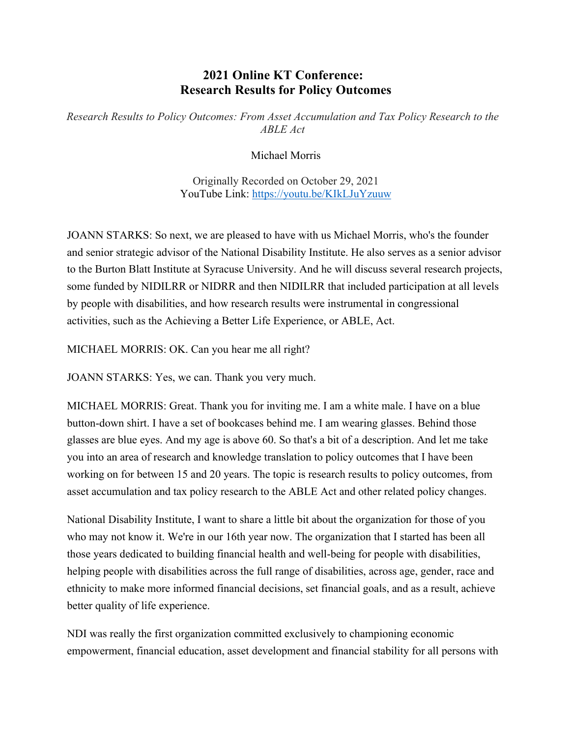# 2021 Online KT Conference: Research Results for Policy Outcomes

*Research Results to Policy Outcomes: From Asset Accumulation and Tax Policy Research to the ABLE Act*

Michael Morris

Originally Recorded on October 29, 2021
YouTube Link: https://youtu.be/KIkLJuYzuuw

JOANN STARKS: So next, we are pleased to have with us Michael Morris, who's the founder and senior strategic advisor of the National Disability Institute. He also serves as a senior advisor to the Burton Blatt Institute at Syracuse University. And he will discuss several research projects, some funded by NIDILRR or NIDRR and then NIDILRR that included participation at all levels by people with disabilities, and how research results were instrumental in congressional activities, such as the Achieving a Better Life Experience, or ABLE, Act.

MICHAEL MORRIS: OK. Can you hear me all right?

JOANN STARKS: Yes, we can. Thank you very much.

MICHAEL MORRIS: Great. Thank you for inviting me. I am a white male. I have on a blue button-down shirt. I have a set of bookcases behind me. I am wearing glasses. Behind those glasses are blue eyes. And my age is above 60. So that's a bit of a description. And let me take you into an area of research and knowledge translation to policy outcomes that I have been working on for between 15 and 20 years. The topic is research results to policy outcomes, from asset accumulation and tax policy research to the ABLE Act and other related policy changes.

National Disability Institute, I want to share a little bit about the organization for those of you who may not know it. We're in our 16th year now. The organization that I started has been all those years dedicated to building financial health and well-being for people with disabilities, helping people with disabilities across the full range of disabilities, across age, gender, race and ethnicity to make more informed financial decisions, set financial goals, and as a result, achieve better quality of life experience.

NDI was really the first organization committed exclusively to championing economic empowerment, financial education, asset development and financial stability for all persons with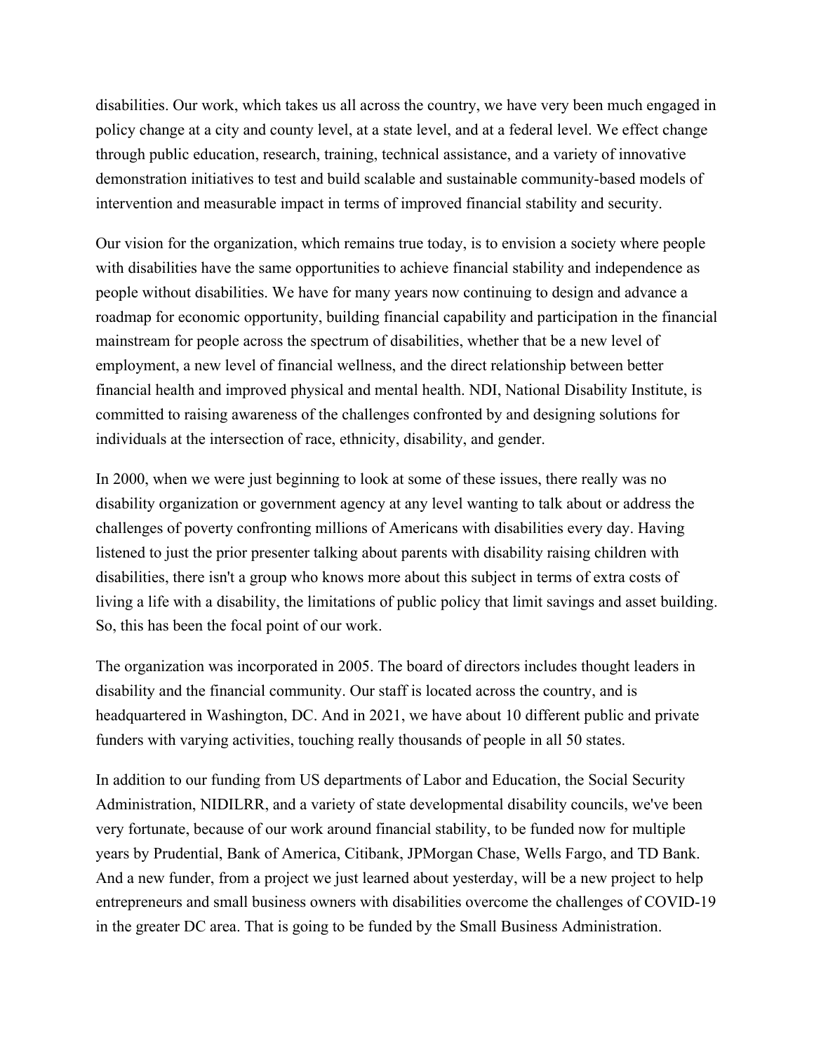disabilities. Our work, which takes us all across the country, we have very been much engaged in policy change at a city and county level, at a state level, and at a federal level. We effect change through public education, research, training, technical assistance, and a variety of innovative demonstration initiatives to test and build scalable and sustainable community-based models of intervention and measurable impact in terms of improved financial stability and security.

Our vision for the organization, which remains true today, is to envision a society where people with disabilities have the same opportunities to achieve financial stability and independence as people without disabilities. We have for many years now continuing to design and advance a roadmap for economic opportunity, building financial capability and participation in the financial mainstream for people across the spectrum of disabilities, whether that be a new level of employment, a new level of financial wellness, and the direct relationship between better financial health and improved physical and mental health. NDI, National Disability Institute, is committed to raising awareness of the challenges confronted by and designing solutions for individuals at the intersection of race, ethnicity, disability, and gender.

In 2000, when we were just beginning to look at some of these issues, there really was no disability organization or government agency at any level wanting to talk about or address the challenges of poverty confronting millions of Americans with disabilities every day. Having listened to just the prior presenter talking about parents with disability raising children with disabilities, there isn't a group who knows more about this subject in terms of extra costs of living a life with a disability, the limitations of public policy that limit savings and asset building. So, this has been the focal point of our work.

The organization was incorporated in 2005. The board of directors includes thought leaders in disability and the financial community. Our staff is located across the country, and is headquartered in Washington, DC. And in 2021, we have about 10 different public and private funders with varying activities, touching really thousands of people in all 50 states.

In addition to our funding from US departments of Labor and Education, the Social Security Administration, NIDILRR, and a variety of state developmental disability councils, we've been very fortunate, because of our work around financial stability, to be funded now for multiple years by Prudential, Bank of America, Citibank, JPMorgan Chase, Wells Fargo, and TD Bank. And a new funder, from a project we just learned about yesterday, will be a new project to help entrepreneurs and small business owners with disabilities overcome the challenges of COVID-19 in the greater DC area. That is going to be funded by the Small Business Administration.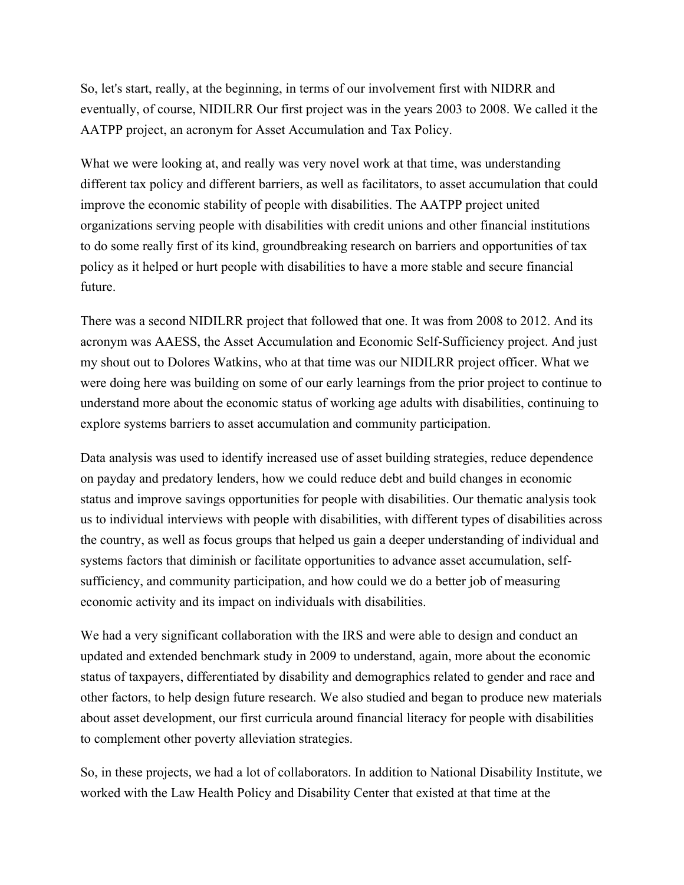So, let's start, really, at the beginning, in terms of our involvement first with NIDRR and eventually, of course, NIDILRR Our first project was in the years 2003 to 2008. We called it the AATPP project, an acronym for Asset Accumulation and Tax Policy.

What we were looking at, and really was very novel work at that time, was understanding different tax policy and different barriers, as well as facilitators, to asset accumulation that could improve the economic stability of people with disabilities. The AATPP project united organizations serving people with disabilities with credit unions and other financial institutions to do some really first of its kind, groundbreaking research on barriers and opportunities of tax policy as it helped or hurt people with disabilities to have a more stable and secure financial future.

There was a second NIDILRR project that followed that one. It was from 2008 to 2012. And its acronym was AAESS, the Asset Accumulation and Economic Self-Sufficiency project. And just my shout out to Dolores Watkins, who at that time was our NIDILRR project officer. What we were doing here was building on some of our early learnings from the prior project to continue to understand more about the economic status of working age adults with disabilities, continuing to explore systems barriers to asset accumulation and community participation.

Data analysis was used to identify increased use of asset building strategies, reduce dependence on payday and predatory lenders, how we could reduce debt and build changes in economic status and improve savings opportunities for people with disabilities. Our thematic analysis took us to individual interviews with people with disabilities, with different types of disabilities across the country, as well as focus groups that helped us gain a deeper understanding of individual and systems factors that diminish or facilitate opportunities to advance asset accumulation, self-sufficiency, and community participation, and how could we do a better job of measuring economic activity and its impact on individuals with disabilities.

We had a very significant collaboration with the IRS and were able to design and conduct an updated and extended benchmark study in 2009 to understand, again, more about the economic status of taxpayers, differentiated by disability and demographics related to gender and race and other factors, to help design future research. We also studied and began to produce new materials about asset development, our first curricula around financial literacy for people with disabilities to complement other poverty alleviation strategies.

So, in these projects, we had a lot of collaborators. In addition to National Disability Institute, we worked with the Law Health Policy and Disability Center that existed at that time at the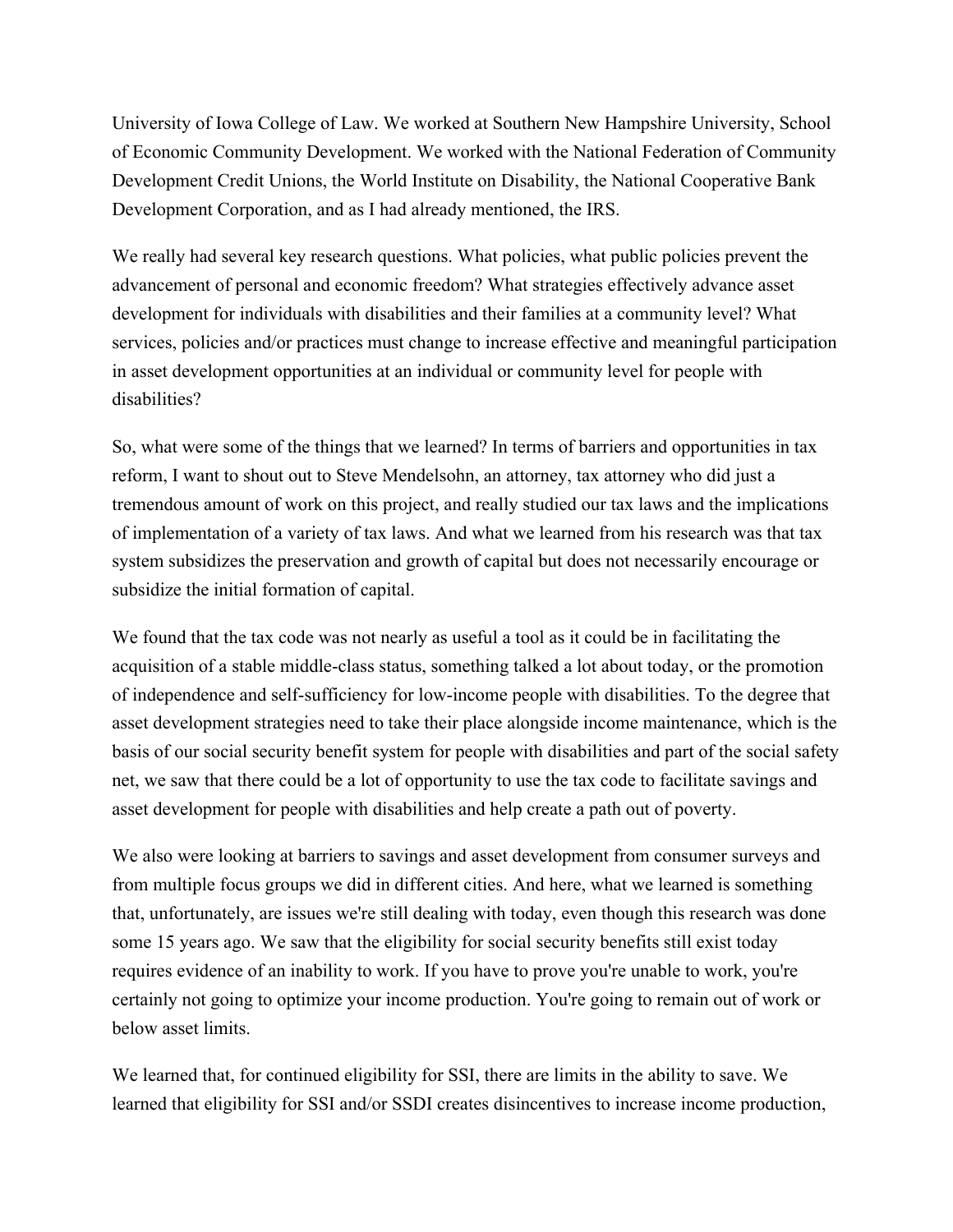University of Iowa College of Law. We worked at Southern New Hampshire University, School of Economic Community Development. We worked with the National Federation of Community Development Credit Unions, the World Institute on Disability, the National Cooperative Bank Development Corporation, and as I had already mentioned, the IRS.

We really had several key research questions. What policies, what public policies prevent the advancement of personal and economic freedom? What strategies effectively advance asset development for individuals with disabilities and their families at a community level? What services, policies and/or practices must change to increase effective and meaningful participation in asset development opportunities at an individual or community level for people with disabilities?

So, what were some of the things that we learned? In terms of barriers and opportunities in tax reform, I want to shout out to Steve Mendelsohn, an attorney, tax attorney who did just a tremendous amount of work on this project, and really studied our tax laws and the implications of implementation of a variety of tax laws. And what we learned from his research was that tax system subsidizes the preservation and growth of capital but does not necessarily encourage or subsidize the initial formation of capital.

We found that the tax code was not nearly as useful a tool as it could be in facilitating the acquisition of a stable middle-class status, something talked a lot about today, or the promotion of independence and self-sufficiency for low-income people with disabilities. To the degree that asset development strategies need to take their place alongside income maintenance, which is the basis of our social security benefit system for people with disabilities and part of the social safety net, we saw that there could be a lot of opportunity to use the tax code to facilitate savings and asset development for people with disabilities and help create a path out of poverty.

We also were looking at barriers to savings and asset development from consumer surveys and from multiple focus groups we did in different cities. And here, what we learned is something that, unfortunately, are issues we're still dealing with today, even though this research was done some 15 years ago. We saw that the eligibility for social security benefits still exist today requires evidence of an inability to work. If you have to prove you're unable to work, you're certainly not going to optimize your income production. You're going to remain out of work or below asset limits.

We learned that, for continued eligibility for SSI, there are limits in the ability to save. We learned that eligibility for SSI and/or SSDI creates disincentives to increase income production,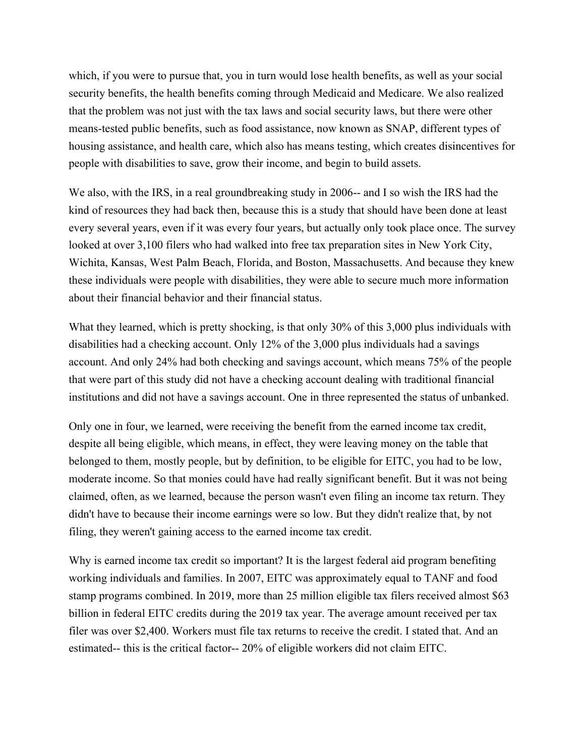which, if you were to pursue that, you in turn would lose health benefits, as well as your social security benefits, the health benefits coming through Medicaid and Medicare. We also realized that the problem was not just with the tax laws and social security laws, but there were other means-tested public benefits, such as food assistance, now known as SNAP, different types of housing assistance, and health care, which also has means testing, which creates disincentives for people with disabilities to save, grow their income, and begin to build assets.

We also, with the IRS, in a real groundbreaking study in 2006-- and I so wish the IRS had the kind of resources they had back then, because this is a study that should have been done at least every several years, even if it was every four years, but actually only took place once. The survey looked at over 3,100 filers who had walked into free tax preparation sites in New York City, Wichita, Kansas, West Palm Beach, Florida, and Boston, Massachusetts. And because they knew these individuals were people with disabilities, they were able to secure much more information about their financial behavior and their financial status.

What they learned, which is pretty shocking, is that only 30% of this 3,000 plus individuals with disabilities had a checking account. Only 12% of the 3,000 plus individuals had a savings account. And only 24% had both checking and savings account, which means 75% of the people that were part of this study did not have a checking account dealing with traditional financial institutions and did not have a savings account. One in three represented the status of unbanked.

Only one in four, we learned, were receiving the benefit from the earned income tax credit, despite all being eligible, which means, in effect, they were leaving money on the table that belonged to them, mostly people, but by definition, to be eligible for EITC, you had to be low, moderate income. So that monies could have had really significant benefit. But it was not being claimed, often, as we learned, because the person wasn't even filing an income tax return. They didn't have to because their income earnings were so low. But they didn't realize that, by not filing, they weren't gaining access to the earned income tax credit.

Why is earned income tax credit so important? It is the largest federal aid program benefiting working individuals and families. In 2007, EITC was approximately equal to TANF and food stamp programs combined. In 2019, more than 25 million eligible tax filers received almost $63 billion in federal EITC credits during the 2019 tax year. The average amount received per tax filer was over $2,400. Workers must file tax returns to receive the credit. I stated that. And an estimated-- this is the critical factor-- 20% of eligible workers did not claim EITC.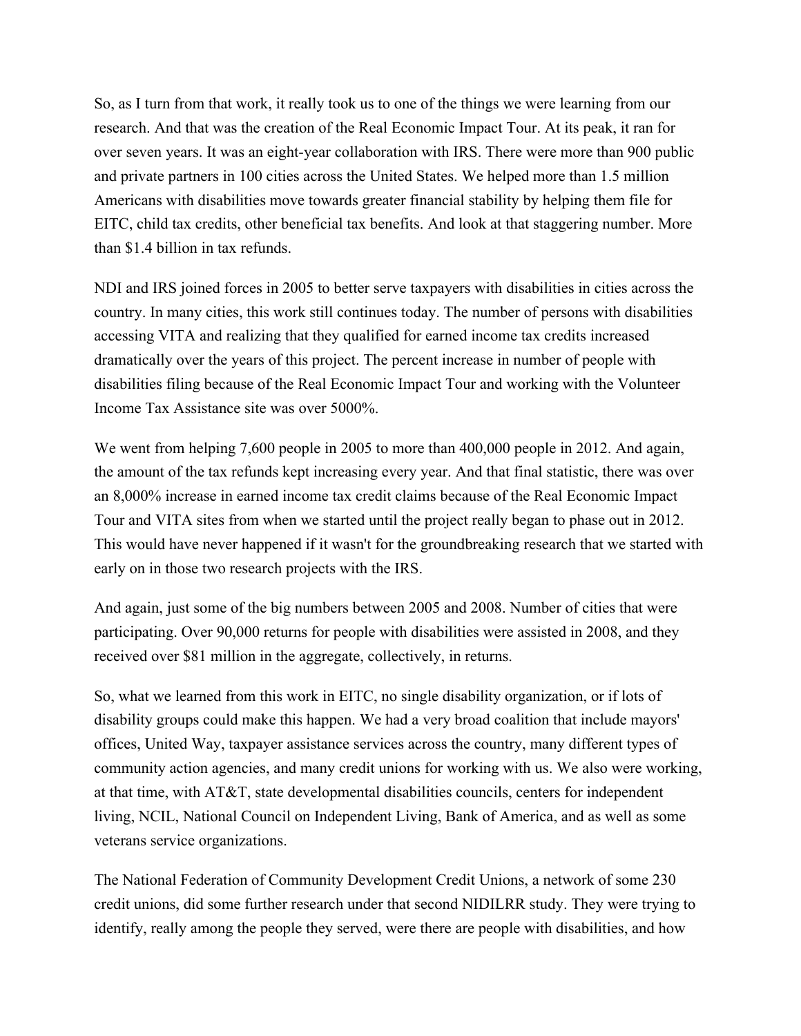So, as I turn from that work, it really took us to one of the things we were learning from our research. And that was the creation of the Real Economic Impact Tour. At its peak, it ran for over seven years. It was an eight-year collaboration with IRS. There were more than 900 public and private partners in 100 cities across the United States. We helped more than 1.5 million Americans with disabilities move towards greater financial stability by helping them file for EITC, child tax credits, other beneficial tax benefits. And look at that staggering number. More than $1.4 billion in tax refunds.

NDI and IRS joined forces in 2005 to better serve taxpayers with disabilities in cities across the country. In many cities, this work still continues today. The number of persons with disabilities accessing VITA and realizing that they qualified for earned income tax credits increased dramatically over the years of this project. The percent increase in number of people with disabilities filing because of the Real Economic Impact Tour and working with the Volunteer Income Tax Assistance site was over 5000%.

We went from helping 7,600 people in 2005 to more than 400,000 people in 2012. And again, the amount of the tax refunds kept increasing every year. And that final statistic, there was over an 8,000% increase in earned income tax credit claims because of the Real Economic Impact Tour and VITA sites from when we started until the project really began to phase out in 2012. This would have never happened if it wasn't for the groundbreaking research that we started with early on in those two research projects with the IRS.

And again, just some of the big numbers between 2005 and 2008. Number of cities that were participating. Over 90,000 returns for people with disabilities were assisted in 2008, and they received over $81 million in the aggregate, collectively, in returns.

So, what we learned from this work in EITC, no single disability organization, or if lots of disability groups could make this happen. We had a very broad coalition that include mayors' offices, United Way, taxpayer assistance services across the country, many different types of community action agencies, and many credit unions for working with us. We also were working, at that time, with AT&T, state developmental disabilities councils, centers for independent living, NCIL, National Council on Independent Living, Bank of America, and as well as some veterans service organizations.

The National Federation of Community Development Credit Unions, a network of some 230 credit unions, did some further research under that second NIDILRR study. They were trying to identify, really among the people they served, were there are people with disabilities, and how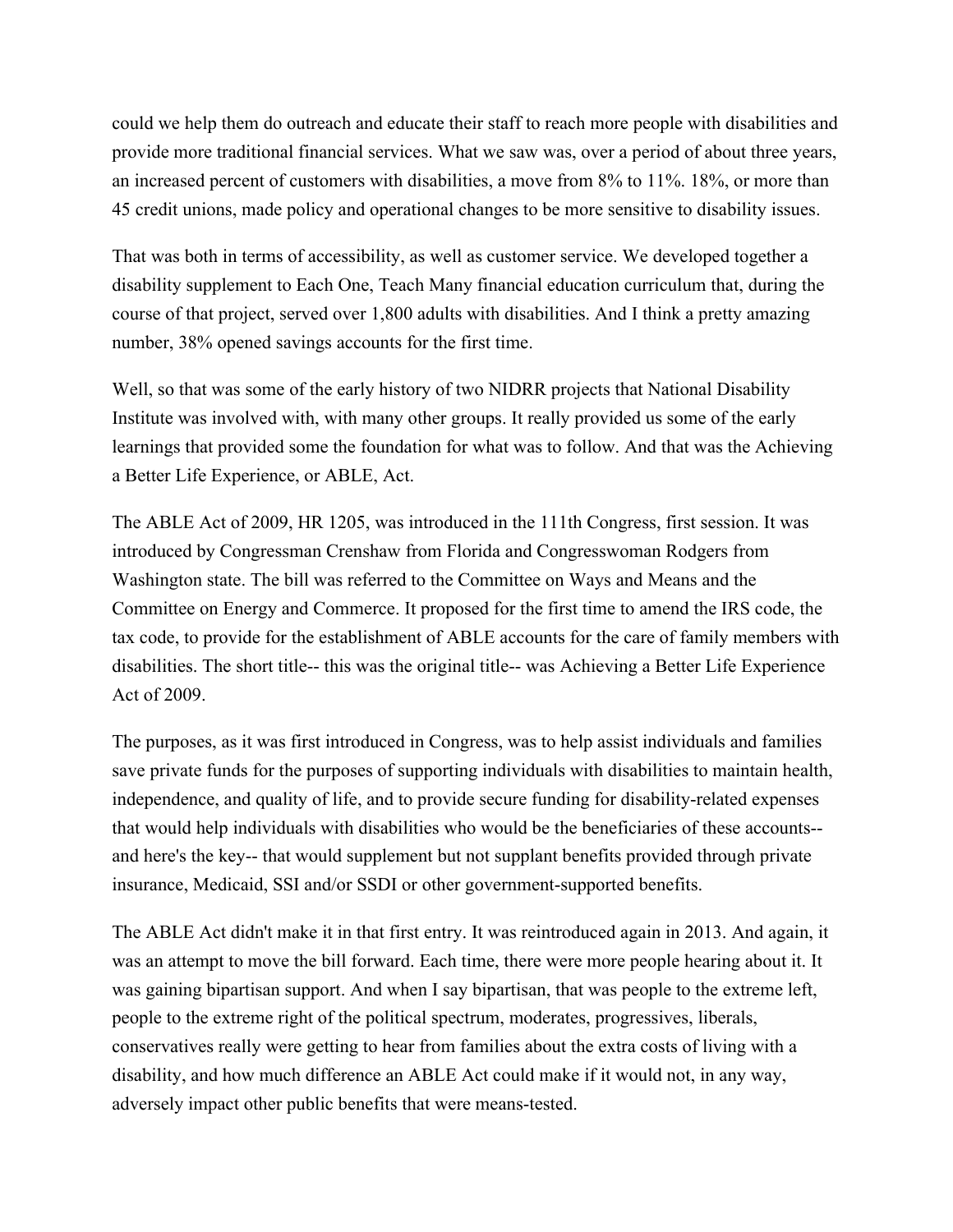could we help them do outreach and educate their staff to reach more people with disabilities and provide more traditional financial services. What we saw was, over a period of about three years, an increased percent of customers with disabilities, a move from 8% to 11%. 18%, or more than 45 credit unions, made policy and operational changes to be more sensitive to disability issues.

That was both in terms of accessibility, as well as customer service. We developed together a disability supplement to Each One, Teach Many financial education curriculum that, during the course of that project, served over 1,800 adults with disabilities. And I think a pretty amazing number, 38% opened savings accounts for the first time.

Well, so that was some of the early history of two NIDRR projects that National Disability Institute was involved with, with many other groups. It really provided us some of the early learnings that provided some the foundation for what was to follow. And that was the Achieving a Better Life Experience, or ABLE, Act.

The ABLE Act of 2009, HR 1205, was introduced in the 111th Congress, first session. It was introduced by Congressman Crenshaw from Florida and Congresswoman Rodgers from Washington state. The bill was referred to the Committee on Ways and Means and the Committee on Energy and Commerce. It proposed for the first time to amend the IRS code, the tax code, to provide for the establishment of ABLE accounts for the care of family members with disabilities. The short title-- this was the original title-- was Achieving a Better Life Experience Act of 2009.

The purposes, as it was first introduced in Congress, was to help assist individuals and families save private funds for the purposes of supporting individuals with disabilities to maintain health, independence, and quality of life, and to provide secure funding for disability-related expenses that would help individuals with disabilities who would be the beneficiaries of these accounts-- and here's the key-- that would supplement but not supplant benefits provided through private insurance, Medicaid, SSI and/or SSDI or other government-supported benefits.

The ABLE Act didn't make it in that first entry. It was reintroduced again in 2013. And again, it was an attempt to move the bill forward. Each time, there were more people hearing about it. It was gaining bipartisan support. And when I say bipartisan, that was people to the extreme left, people to the extreme right of the political spectrum, moderates, progressives, liberals, conservatives really were getting to hear from families about the extra costs of living with a disability, and how much difference an ABLE Act could make if it would not, in any way, adversely impact other public benefits that were means-tested.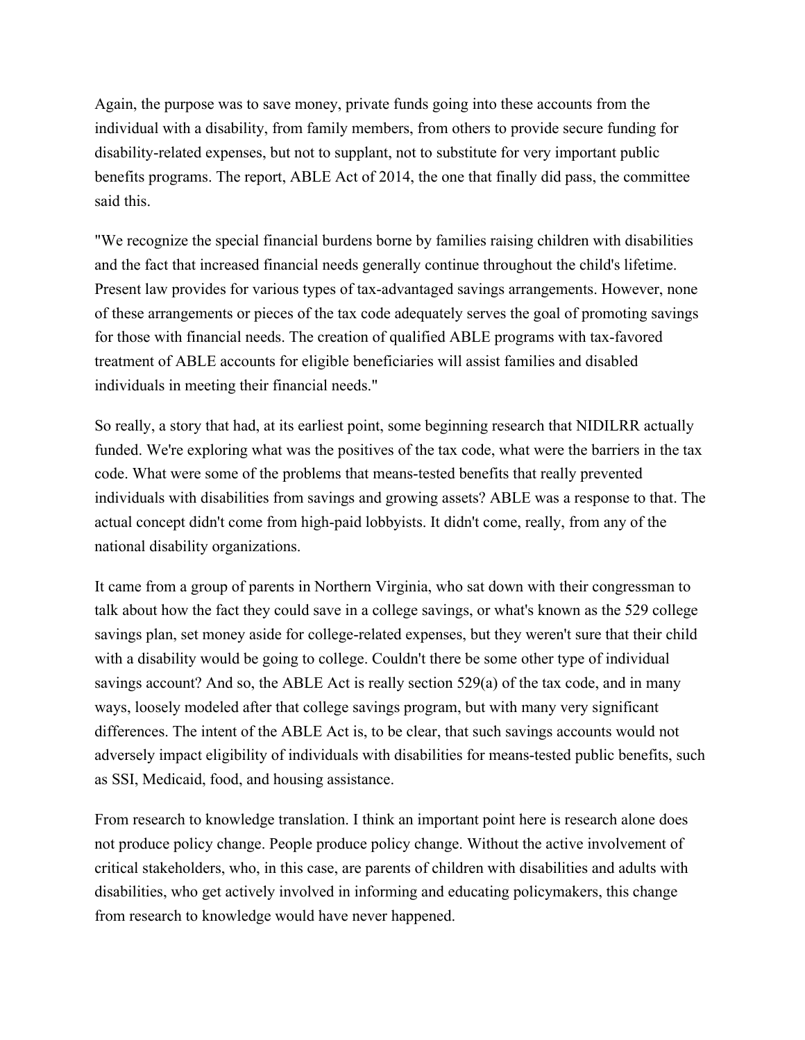Again, the purpose was to save money, private funds going into these accounts from the individual with a disability, from family members, from others to provide secure funding for disability-related expenses, but not to supplant, not to substitute for very important public benefits programs. The report, ABLE Act of 2014, the one that finally did pass, the committee said this.

"We recognize the special financial burdens borne by families raising children with disabilities and the fact that increased financial needs generally continue throughout the child's lifetime. Present law provides for various types of tax-advantaged savings arrangements. However, none of these arrangements or pieces of the tax code adequately serves the goal of promoting savings for those with financial needs. The creation of qualified ABLE programs with tax-favored treatment of ABLE accounts for eligible beneficiaries will assist families and disabled individuals in meeting their financial needs."

So really, a story that had, at its earliest point, some beginning research that NIDILRR actually funded. We're exploring what was the positives of the tax code, what were the barriers in the tax code. What were some of the problems that means-tested benefits that really prevented individuals with disabilities from savings and growing assets? ABLE was a response to that. The actual concept didn't come from high-paid lobbyists. It didn't come, really, from any of the national disability organizations.

It came from a group of parents in Northern Virginia, who sat down with their congressman to talk about how the fact they could save in a college savings, or what's known as the 529 college savings plan, set money aside for college-related expenses, but they weren't sure that their child with a disability would be going to college. Couldn't there be some other type of individual savings account? And so, the ABLE Act is really section 529(a) of the tax code, and in many ways, loosely modeled after that college savings program, but with many very significant differences. The intent of the ABLE Act is, to be clear, that such savings accounts would not adversely impact eligibility of individuals with disabilities for means-tested public benefits, such as SSI, Medicaid, food, and housing assistance.

From research to knowledge translation. I think an important point here is research alone does not produce policy change. People produce policy change. Without the active involvement of critical stakeholders, who, in this case, are parents of children with disabilities and adults with disabilities, who get actively involved in informing and educating policymakers, this change from research to knowledge would have never happened.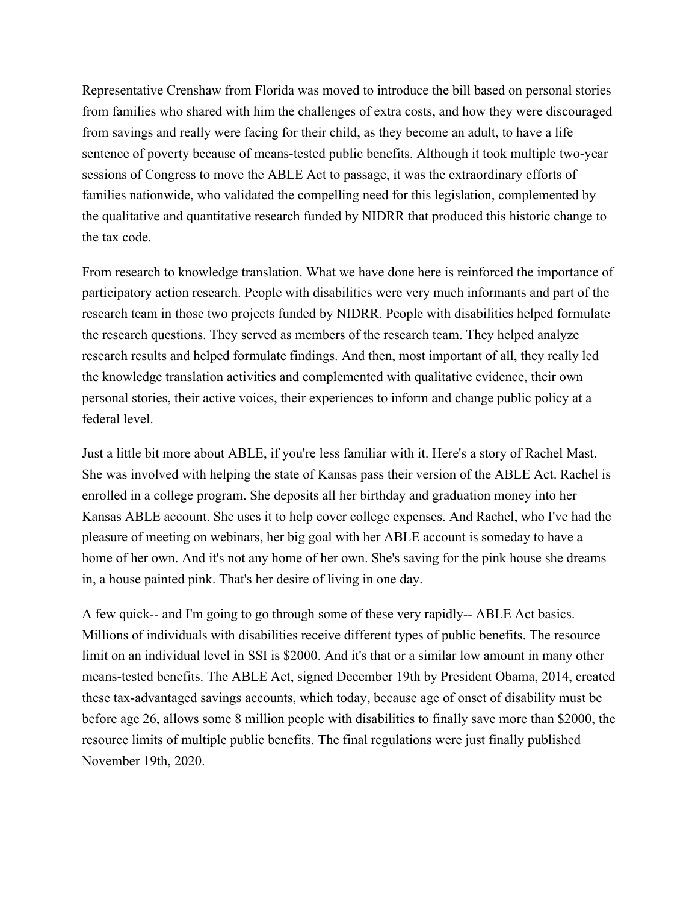Representative Crenshaw from Florida was moved to introduce the bill based on personal stories from families who shared with him the challenges of extra costs, and how they were discouraged from savings and really were facing for their child, as they become an adult, to have a life sentence of poverty because of means-tested public benefits. Although it took multiple two-year sessions of Congress to move the ABLE Act to passage, it was the extraordinary efforts of families nationwide, who validated the compelling need for this legislation, complemented by the qualitative and quantitative research funded by NIDRR that produced this historic change to the tax code.

From research to knowledge translation. What we have done here is reinforced the importance of participatory action research. People with disabilities were very much informants and part of the research team in those two projects funded by NIDRR. People with disabilities helped formulate the research questions. They served as members of the research team. They helped analyze research results and helped formulate findings. And then, most important of all, they really led the knowledge translation activities and complemented with qualitative evidence, their own personal stories, their active voices, their experiences to inform and change public policy at a federal level.

Just a little bit more about ABLE, if you're less familiar with it. Here's a story of Rachel Mast. She was involved with helping the state of Kansas pass their version of the ABLE Act. Rachel is enrolled in a college program. She deposits all her birthday and graduation money into her Kansas ABLE account. She uses it to help cover college expenses. And Rachel, who I've had the pleasure of meeting on webinars, her big goal with her ABLE account is someday to have a home of her own. And it's not any home of her own. She's saving for the pink house she dreams in, a house painted pink. That's her desire of living in one day.

A few quick-- and I'm going to go through some of these very rapidly-- ABLE Act basics. Millions of individuals with disabilities receive different types of public benefits. The resource limit on an individual level in SSI is $2000. And it's that or a similar low amount in many other means-tested benefits. The ABLE Act, signed December 19th by President Obama, 2014, created these tax-advantaged savings accounts, which today, because age of onset of disability must be before age 26, allows some 8 million people with disabilities to finally save more than $2000, the resource limits of multiple public benefits. The final regulations were just finally published November 19th, 2020.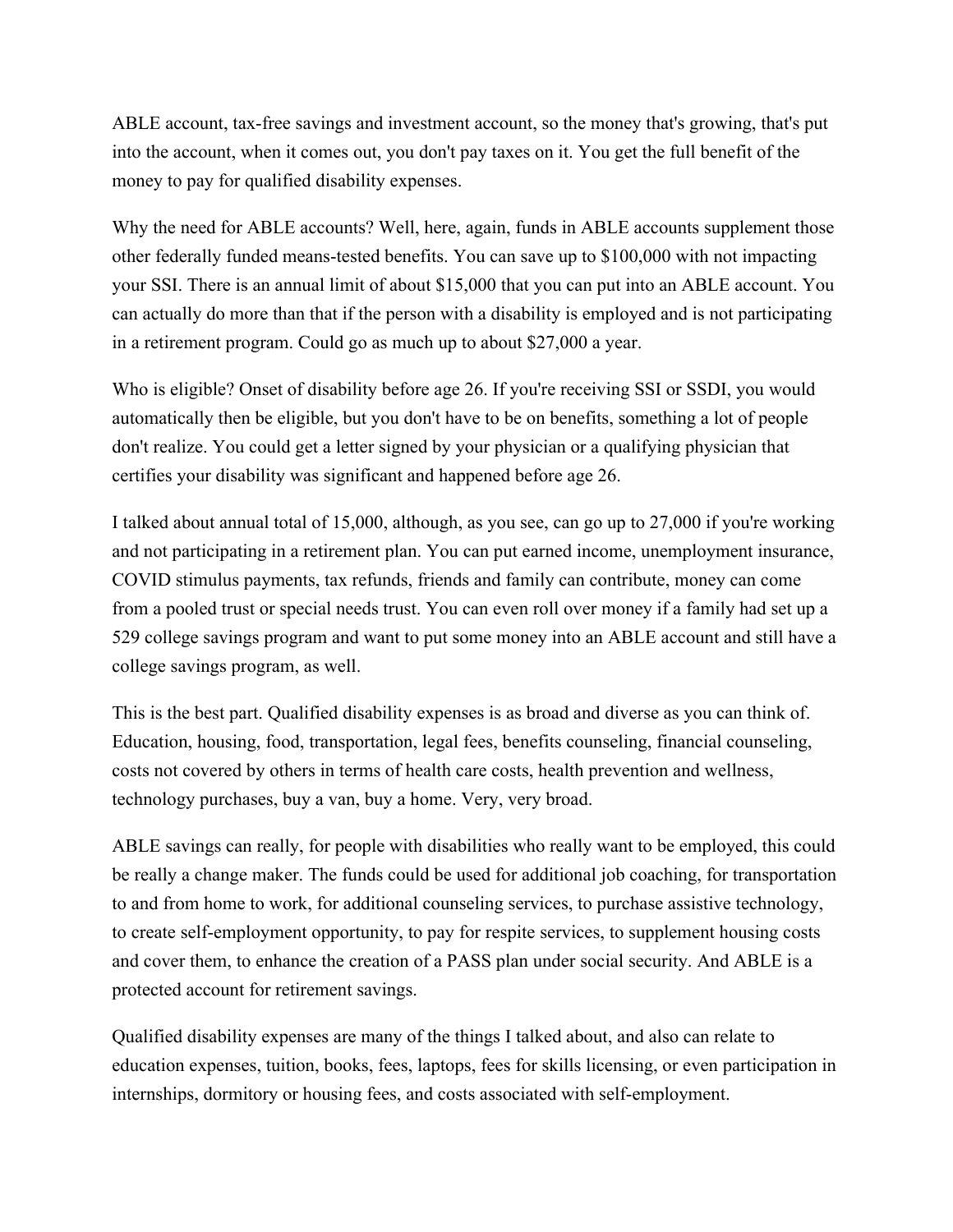ABLE account, tax-free savings and investment account, so the money that's growing, that's put into the account, when it comes out, you don't pay taxes on it. You get the full benefit of the money to pay for qualified disability expenses.

Why the need for ABLE accounts? Well, here, again, funds in ABLE accounts supplement those other federally funded means-tested benefits. You can save up to $100,000 with not impacting your SSI. There is an annual limit of about $15,000 that you can put into an ABLE account. You can actually do more than that if the person with a disability is employed and is not participating in a retirement program. Could go as much up to about $27,000 a year.

Who is eligible? Onset of disability before age 26. If you're receiving SSI or SSDI, you would automatically then be eligible, but you don't have to be on benefits, something a lot of people don't realize. You could get a letter signed by your physician or a qualifying physician that certifies your disability was significant and happened before age 26.

I talked about annual total of 15,000, although, as you see, can go up to 27,000 if you're working and not participating in a retirement plan. You can put earned income, unemployment insurance, COVID stimulus payments, tax refunds, friends and family can contribute, money can come from a pooled trust or special needs trust. You can even roll over money if a family had set up a 529 college savings program and want to put some money into an ABLE account and still have a college savings program, as well.

This is the best part. Qualified disability expenses is as broad and diverse as you can think of. Education, housing, food, transportation, legal fees, benefits counseling, financial counseling, costs not covered by others in terms of health care costs, health prevention and wellness, technology purchases, buy a van, buy a home. Very, very broad.

ABLE savings can really, for people with disabilities who really want to be employed, this could be really a change maker. The funds could be used for additional job coaching, for transportation to and from home to work, for additional counseling services, to purchase assistive technology, to create self-employment opportunity, to pay for respite services, to supplement housing costs and cover them, to enhance the creation of a PASS plan under social security. And ABLE is a protected account for retirement savings.

Qualified disability expenses are many of the things I talked about, and also can relate to education expenses, tuition, books, fees, laptops, fees for skills licensing, or even participation in internships, dormitory or housing fees, and costs associated with self-employment.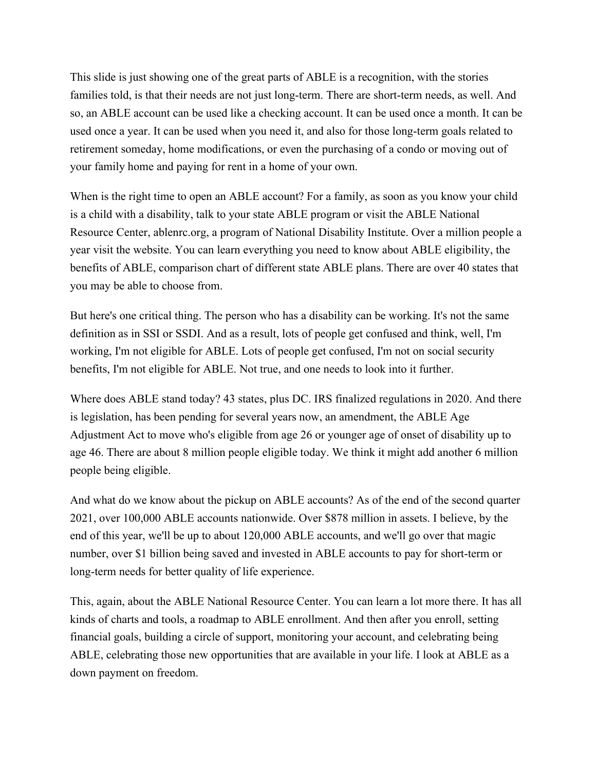This slide is just showing one of the great parts of ABLE is a recognition, with the stories families told, is that their needs are not just long-term. There are short-term needs, as well. And so, an ABLE account can be used like a checking account. It can be used once a month. It can be used once a year. It can be used when you need it, and also for those long-term goals related to retirement someday, home modifications, or even the purchasing of a condo or moving out of your family home and paying for rent in a home of your own.

When is the right time to open an ABLE account? For a family, as soon as you know your child is a child with a disability, talk to your state ABLE program or visit the ABLE National Resource Center, ablenrc.org, a program of National Disability Institute. Over a million people a year visit the website. You can learn everything you need to know about ABLE eligibility, the benefits of ABLE, comparison chart of different state ABLE plans. There are over 40 states that you may be able to choose from.

But here's one critical thing. The person who has a disability can be working. It's not the same definition as in SSI or SSDI. And as a result, lots of people get confused and think, well, I'm working, I'm not eligible for ABLE. Lots of people get confused, I'm not on social security benefits, I'm not eligible for ABLE. Not true, and one needs to look into it further.

Where does ABLE stand today? 43 states, plus DC. IRS finalized regulations in 2020. And there is legislation, has been pending for several years now, an amendment, the ABLE Age Adjustment Act to move who's eligible from age 26 or younger age of onset of disability up to age 46. There are about 8 million people eligible today. We think it might add another 6 million people being eligible.

And what do we know about the pickup on ABLE accounts? As of the end of the second quarter 2021, over 100,000 ABLE accounts nationwide. Over $878 million in assets. I believe, by the end of this year, we'll be up to about 120,000 ABLE accounts, and we'll go over that magic number, over $1 billion being saved and invested in ABLE accounts to pay for short-term or long-term needs for better quality of life experience.

This, again, about the ABLE National Resource Center. You can learn a lot more there. It has all kinds of charts and tools, a roadmap to ABLE enrollment. And then after you enroll, setting financial goals, building a circle of support, monitoring your account, and celebrating being ABLE, celebrating those new opportunities that are available in your life. I look at ABLE as a down payment on freedom.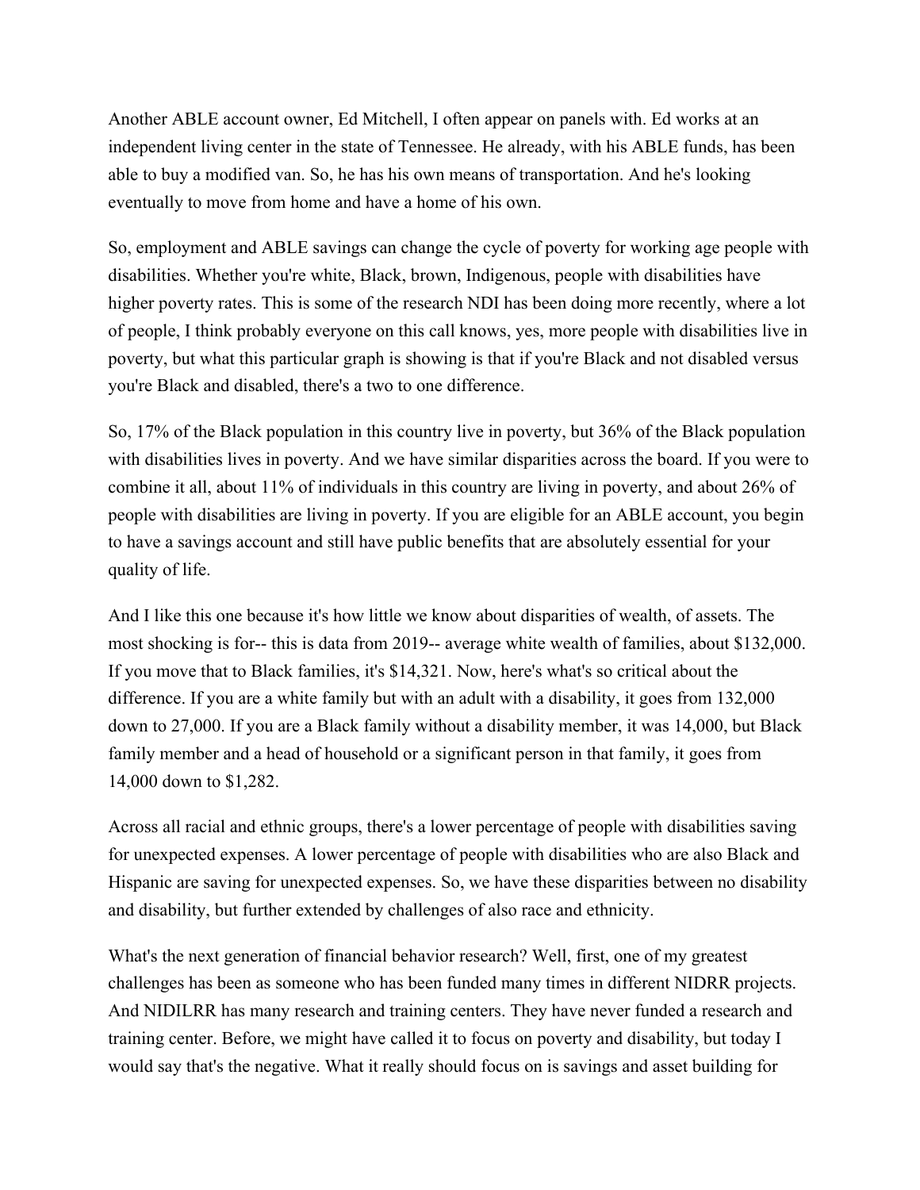Another ABLE account owner, Ed Mitchell, I often appear on panels with. Ed works at an independent living center in the state of Tennessee. He already, with his ABLE funds, has been able to buy a modified van. So, he has his own means of transportation. And he's looking eventually to move from home and have a home of his own.

So, employment and ABLE savings can change the cycle of poverty for working age people with disabilities. Whether you're white, Black, brown, Indigenous, people with disabilities have higher poverty rates. This is some of the research NDI has been doing more recently, where a lot of people, I think probably everyone on this call knows, yes, more people with disabilities live in poverty, but what this particular graph is showing is that if you're Black and not disabled versus you're Black and disabled, there's a two to one difference.

So, 17% of the Black population in this country live in poverty, but 36% of the Black population with disabilities lives in poverty. And we have similar disparities across the board. If you were to combine it all, about 11% of individuals in this country are living in poverty, and about 26% of people with disabilities are living in poverty. If you are eligible for an ABLE account, you begin to have a savings account and still have public benefits that are absolutely essential for your quality of life.

And I like this one because it's how little we know about disparities of wealth, of assets. The most shocking is for-- this is data from 2019-- average white wealth of families, about $132,000. If you move that to Black families, it's $14,321. Now, here's what's so critical about the difference. If you are a white family but with an adult with a disability, it goes from 132,000 down to 27,000. If you are a Black family without a disability member, it was 14,000, but Black family member and a head of household or a significant person in that family, it goes from 14,000 down to $1,282.

Across all racial and ethnic groups, there's a lower percentage of people with disabilities saving for unexpected expenses. A lower percentage of people with disabilities who are also Black and Hispanic are saving for unexpected expenses. So, we have these disparities between no disability and disability, but further extended by challenges of also race and ethnicity.

What's the next generation of financial behavior research? Well, first, one of my greatest challenges has been as someone who has been funded many times in different NIDRR projects. And NIDILRR has many research and training centers. They have never funded a research and training center. Before, we might have called it to focus on poverty and disability, but today I would say that's the negative. What it really should focus on is savings and asset building for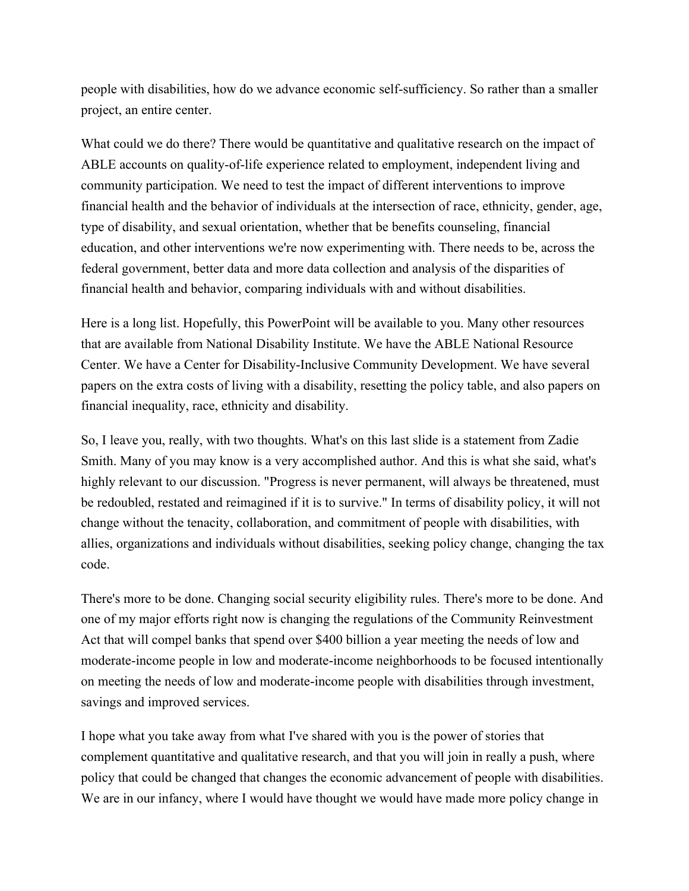people with disabilities, how do we advance economic self-sufficiency. So rather than a smaller project, an entire center.

What could we do there? There would be quantitative and qualitative research on the impact of ABLE accounts on quality-of-life experience related to employment, independent living and community participation. We need to test the impact of different interventions to improve financial health and the behavior of individuals at the intersection of race, ethnicity, gender, age, type of disability, and sexual orientation, whether that be benefits counseling, financial education, and other interventions we're now experimenting with. There needs to be, across the federal government, better data and more data collection and analysis of the disparities of financial health and behavior, comparing individuals with and without disabilities.

Here is a long list. Hopefully, this PowerPoint will be available to you. Many other resources that are available from National Disability Institute. We have the ABLE National Resource Center. We have a Center for Disability-Inclusive Community Development. We have several papers on the extra costs of living with a disability, resetting the policy table, and also papers on financial inequality, race, ethnicity and disability.

So, I leave you, really, with two thoughts. What's on this last slide is a statement from Zadie Smith. Many of you may know is a very accomplished author. And this is what she said, what's highly relevant to our discussion. "Progress is never permanent, will always be threatened, must be redoubled, restated and reimagined if it is to survive." In terms of disability policy, it will not change without the tenacity, collaboration, and commitment of people with disabilities, with allies, organizations and individuals without disabilities, seeking policy change, changing the tax code.

There's more to be done. Changing social security eligibility rules. There's more to be done. And one of my major efforts right now is changing the regulations of the Community Reinvestment Act that will compel banks that spend over $400 billion a year meeting the needs of low and moderate-income people in low and moderate-income neighborhoods to be focused intentionally on meeting the needs of low and moderate-income people with disabilities through investment, savings and improved services.

I hope what you take away from what I've shared with you is the power of stories that complement quantitative and qualitative research, and that you will join in really a push, where policy that could be changed that changes the economic advancement of people with disabilities. We are in our infancy, where I would have thought we would have made more policy change in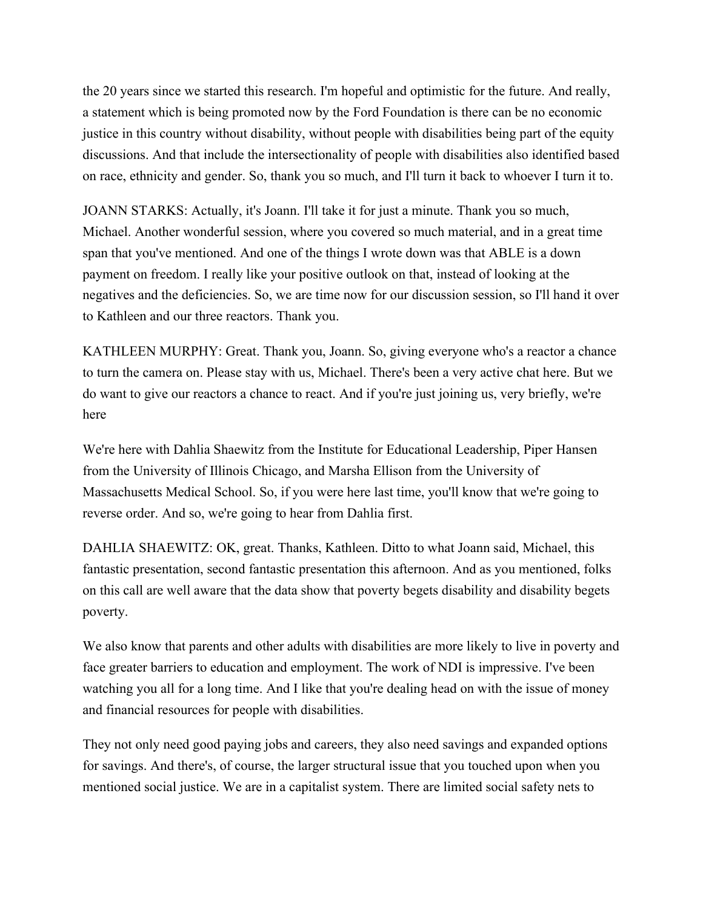the 20 years since we started this research. I'm hopeful and optimistic for the future. And really, a statement which is being promoted now by the Ford Foundation is there can be no economic justice in this country without disability, without people with disabilities being part of the equity discussions. And that include the intersectionality of people with disabilities also identified based on race, ethnicity and gender. So, thank you so much, and I'll turn it back to whoever I turn it to.

JOANN STARKS: Actually, it's Joann. I'll take it for just a minute. Thank you so much, Michael. Another wonderful session, where you covered so much material, and in a great time span that you've mentioned. And one of the things I wrote down was that ABLE is a down payment on freedom. I really like your positive outlook on that, instead of looking at the negatives and the deficiencies. So, we are time now for our discussion session, so I'll hand it over to Kathleen and our three reactors. Thank you.

KATHLEEN MURPHY: Great. Thank you, Joann. So, giving everyone who's a reactor a chance to turn the camera on. Please stay with us, Michael. There's been a very active chat here. But we do want to give our reactors a chance to react. And if you're just joining us, very briefly, we're here

We're here with Dahlia Shaewitz from the Institute for Educational Leadership, Piper Hansen from the University of Illinois Chicago, and Marsha Ellison from the University of Massachusetts Medical School. So, if you were here last time, you'll know that we're going to reverse order. And so, we're going to hear from Dahlia first.

DAHLIA SHAEWITZ: OK, great. Thanks, Kathleen. Ditto to what Joann said, Michael, this fantastic presentation, second fantastic presentation this afternoon. And as you mentioned, folks on this call are well aware that the data show that poverty begets disability and disability begets poverty.

We also know that parents and other adults with disabilities are more likely to live in poverty and face greater barriers to education and employment. The work of NDI is impressive. I've been watching you all for a long time. And I like that you're dealing head on with the issue of money and financial resources for people with disabilities.

They not only need good paying jobs and careers, they also need savings and expanded options for savings. And there's, of course, the larger structural issue that you touched upon when you mentioned social justice. We are in a capitalist system. There are limited social safety nets to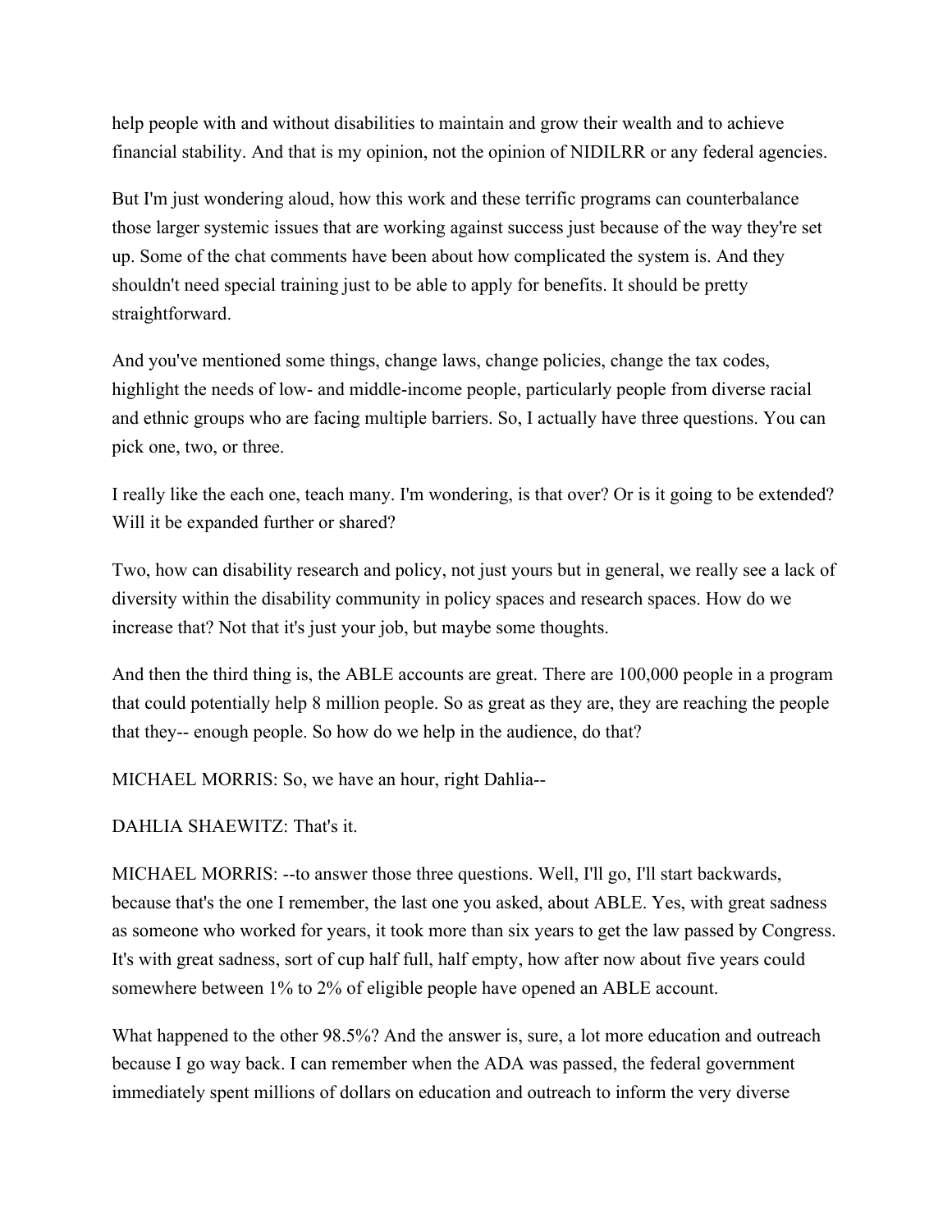help people with and without disabilities to maintain and grow their wealth and to achieve financial stability. And that is my opinion, not the opinion of NIDILRR or any federal agencies.

But I'm just wondering aloud, how this work and these terrific programs can counterbalance those larger systemic issues that are working against success just because of the way they're set up. Some of the chat comments have been about how complicated the system is. And they shouldn't need special training just to be able to apply for benefits. It should be pretty straightforward.

And you've mentioned some things, change laws, change policies, change the tax codes, highlight the needs of low- and middle-income people, particularly people from diverse racial and ethnic groups who are facing multiple barriers. So, I actually have three questions. You can pick one, two, or three.

I really like the each one, teach many. I'm wondering, is that over? Or is it going to be extended? Will it be expanded further or shared?

Two, how can disability research and policy, not just yours but in general, we really see a lack of diversity within the disability community in policy spaces and research spaces. How do we increase that? Not that it's just your job, but maybe some thoughts.

And then the third thing is, the ABLE accounts are great. There are 100,000 people in a program that could potentially help 8 million people. So as great as they are, they are reaching the people that they-- enough people. So how do we help in the audience, do that?

MICHAEL MORRIS: So, we have an hour, right Dahlia--

DAHLIA SHAEWITZ: That's it.

MICHAEL MORRIS: --to answer those three questions. Well, I'll go, I'll start backwards, because that's the one I remember, the last one you asked, about ABLE. Yes, with great sadness as someone who worked for years, it took more than six years to get the law passed by Congress. It's with great sadness, sort of cup half full, half empty, how after now about five years could somewhere between 1% to 2% of eligible people have opened an ABLE account.

What happened to the other 98.5%? And the answer is, sure, a lot more education and outreach because I go way back. I can remember when the ADA was passed, the federal government immediately spent millions of dollars on education and outreach to inform the very diverse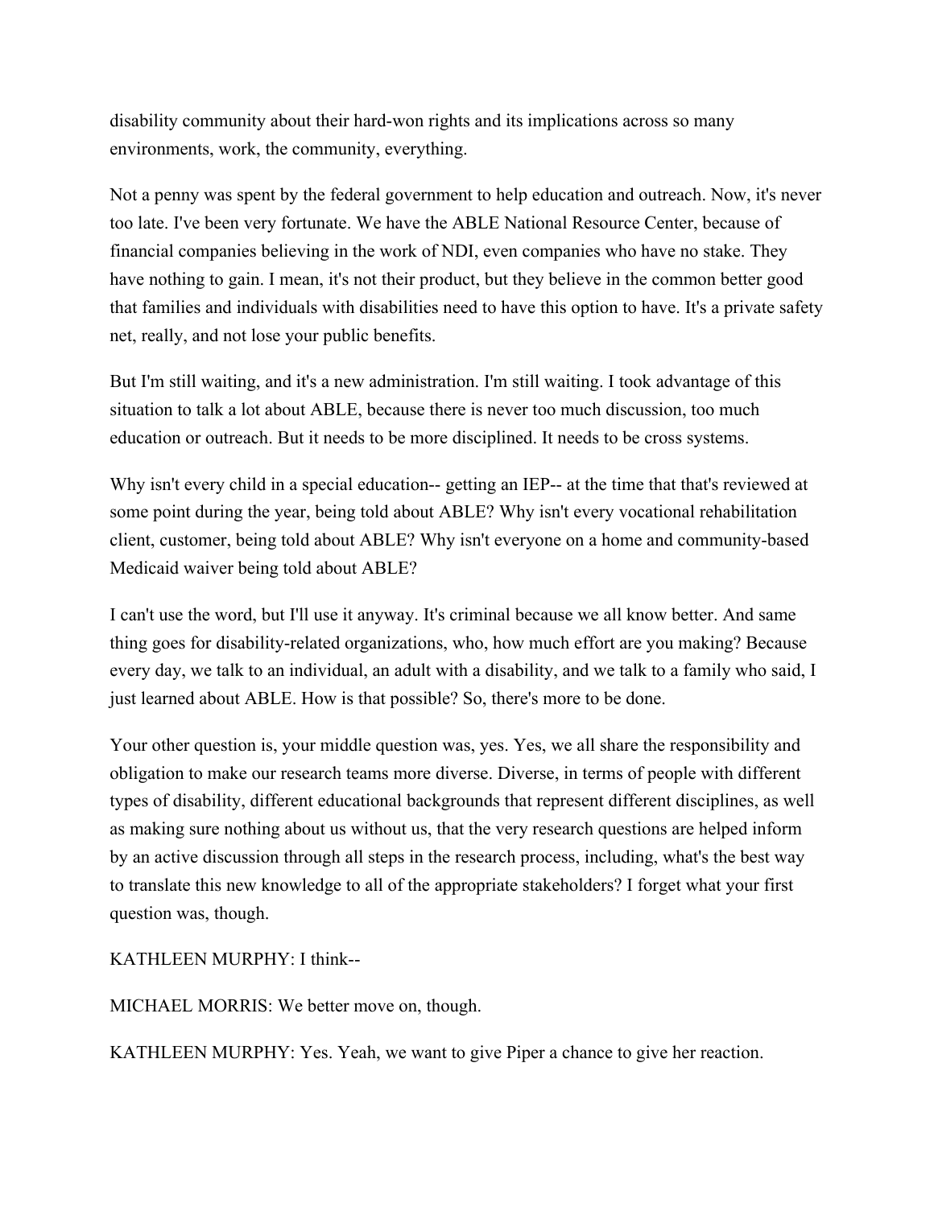disability community about their hard-won rights and its implications across so many environments, work, the community, everything.

Not a penny was spent by the federal government to help education and outreach. Now, it's never too late. I've been very fortunate. We have the ABLE National Resource Center, because of financial companies believing in the work of NDI, even companies who have no stake. They have nothing to gain. I mean, it's not their product, but they believe in the common better good that families and individuals with disabilities need to have this option to have. It's a private safety net, really, and not lose your public benefits.

But I'm still waiting, and it's a new administration. I'm still waiting. I took advantage of this situation to talk a lot about ABLE, because there is never too much discussion, too much education or outreach. But it needs to be more disciplined. It needs to be cross systems.

Why isn't every child in a special education-- getting an IEP-- at the time that that's reviewed at some point during the year, being told about ABLE? Why isn't every vocational rehabilitation client, customer, being told about ABLE? Why isn't everyone on a home and community-based Medicaid waiver being told about ABLE?

I can't use the word, but I'll use it anyway. It's criminal because we all know better. And same thing goes for disability-related organizations, who, how much effort are you making? Because every day, we talk to an individual, an adult with a disability, and we talk to a family who said, I just learned about ABLE. How is that possible? So, there's more to be done.

Your other question is, your middle question was, yes. Yes, we all share the responsibility and obligation to make our research teams more diverse. Diverse, in terms of people with different types of disability, different educational backgrounds that represent different disciplines, as well as making sure nothing about us without us, that the very research questions are helped inform by an active discussion through all steps in the research process, including, what's the best way to translate this new knowledge to all of the appropriate stakeholders? I forget what your first question was, though.

KATHLEEN MURPHY: I think--

MICHAEL MORRIS: We better move on, though.

KATHLEEN MURPHY: Yes. Yeah, we want to give Piper a chance to give her reaction.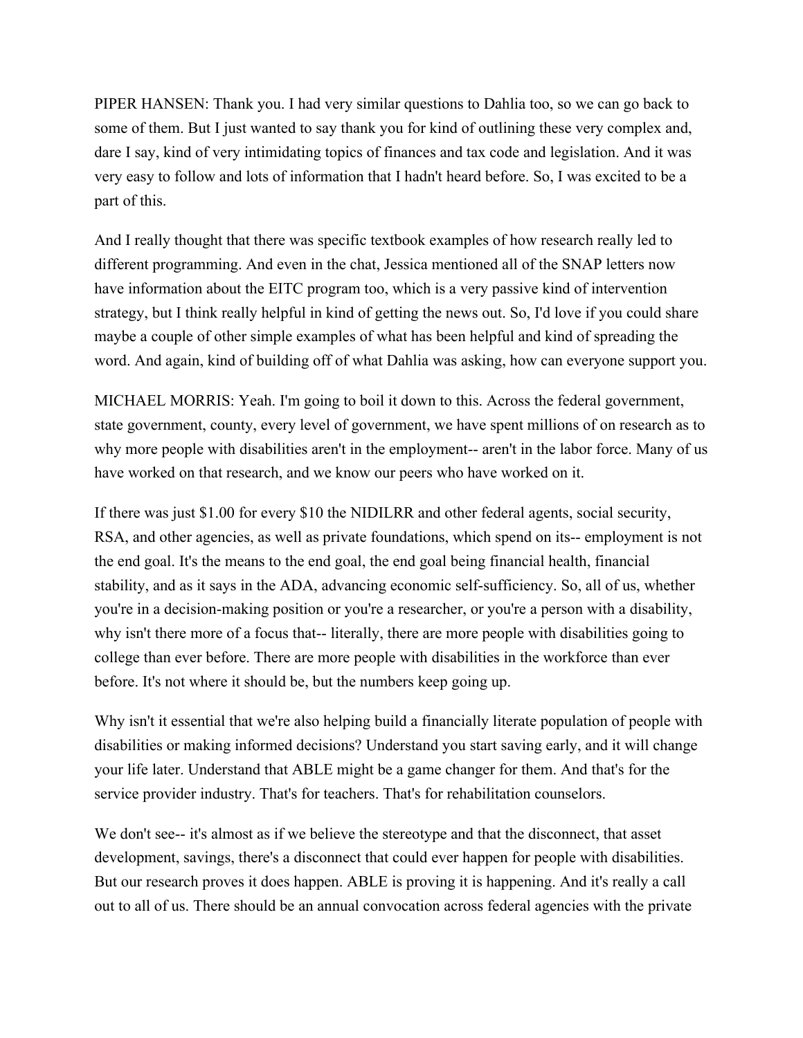PIPER HANSEN: Thank you. I had very similar questions to Dahlia too, so we can go back to some of them. But I just wanted to say thank you for kind of outlining these very complex and, dare I say, kind of very intimidating topics of finances and tax code and legislation. And it was very easy to follow and lots of information that I hadn't heard before. So, I was excited to be a part of this.

And I really thought that there was specific textbook examples of how research really led to different programming. And even in the chat, Jessica mentioned all of the SNAP letters now have information about the EITC program too, which is a very passive kind of intervention strategy, but I think really helpful in kind of getting the news out. So, I'd love if you could share maybe a couple of other simple examples of what has been helpful and kind of spreading the word. And again, kind of building off of what Dahlia was asking, how can everyone support you.

MICHAEL MORRIS: Yeah. I'm going to boil it down to this. Across the federal government, state government, county, every level of government, we have spent millions of on research as to why more people with disabilities aren't in the employment-- aren't in the labor force. Many of us have worked on that research, and we know our peers who have worked on it.

If there was just $1.00 for every $10 the NIDILRR and other federal agents, social security, RSA, and other agencies, as well as private foundations, which spend on its-- employment is not the end goal. It's the means to the end goal, the end goal being financial health, financial stability, and as it says in the ADA, advancing economic self-sufficiency. So, all of us, whether you're in a decision-making position or you're a researcher, or you're a person with a disability, why isn't there more of a focus that-- literally, there are more people with disabilities going to college than ever before. There are more people with disabilities in the workforce than ever before. It's not where it should be, but the numbers keep going up.

Why isn't it essential that we're also helping build a financially literate population of people with disabilities or making informed decisions? Understand you start saving early, and it will change your life later. Understand that ABLE might be a game changer for them. And that's for the service provider industry. That's for teachers. That's for rehabilitation counselors.

We don't see-- it's almost as if we believe the stereotype and that the disconnect, that asset development, savings, there's a disconnect that could ever happen for people with disabilities. But our research proves it does happen. ABLE is proving it is happening. And it's really a call out to all of us. There should be an annual convocation across federal agencies with the private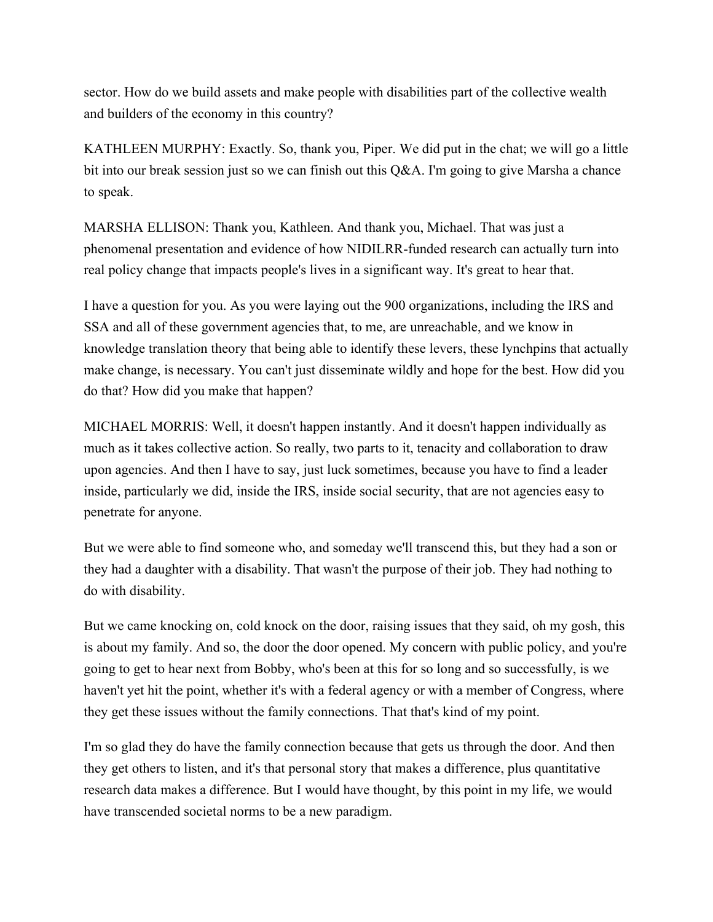sector. How do we build assets and make people with disabilities part of the collective wealth and builders of the economy in this country?

KATHLEEN MURPHY: Exactly. So, thank you, Piper. We did put in the chat; we will go a little bit into our break session just so we can finish out this Q&A. I'm going to give Marsha a chance to speak.

MARSHA ELLISON: Thank you, Kathleen. And thank you, Michael. That was just a phenomenal presentation and evidence of how NIDILRR-funded research can actually turn into real policy change that impacts people's lives in a significant way. It's great to hear that.

I have a question for you. As you were laying out the 900 organizations, including the IRS and SSA and all of these government agencies that, to me, are unreachable, and we know in knowledge translation theory that being able to identify these levers, these lynchpins that actually make change, is necessary. You can't just disseminate wildly and hope for the best. How did you do that? How did you make that happen?

MICHAEL MORRIS: Well, it doesn't happen instantly. And it doesn't happen individually as much as it takes collective action. So really, two parts to it, tenacity and collaboration to draw upon agencies. And then I have to say, just luck sometimes, because you have to find a leader inside, particularly we did, inside the IRS, inside social security, that are not agencies easy to penetrate for anyone.

But we were able to find someone who, and someday we'll transcend this, but they had a son or they had a daughter with a disability. That wasn't the purpose of their job. They had nothing to do with disability.

But we came knocking on, cold knock on the door, raising issues that they said, oh my gosh, this is about my family. And so, the door the door opened. My concern with public policy, and you're going to get to hear next from Bobby, who's been at this for so long and so successfully, is we haven't yet hit the point, whether it's with a federal agency or with a member of Congress, where they get these issues without the family connections. That that's kind of my point.

I'm so glad they do have the family connection because that gets us through the door. And then they get others to listen, and it's that personal story that makes a difference, plus quantitative research data makes a difference. But I would have thought, by this point in my life, we would have transcended societal norms to be a new paradigm.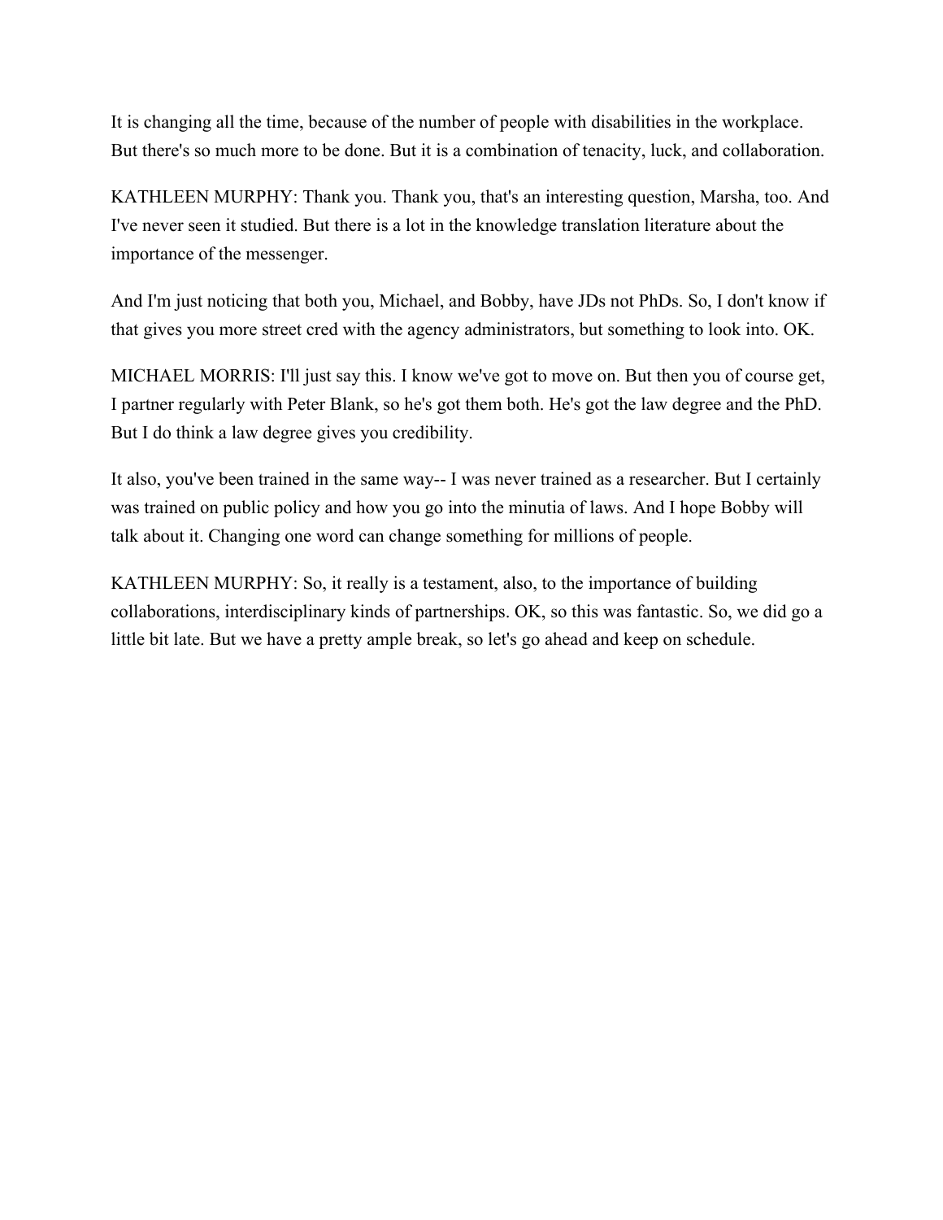It is changing all the time, because of the number of people with disabilities in the workplace. But there's so much more to be done. But it is a combination of tenacity, luck, and collaboration.

KATHLEEN MURPHY: Thank you. Thank you, that's an interesting question, Marsha, too. And I've never seen it studied. But there is a lot in the knowledge translation literature about the importance of the messenger.

And I'm just noticing that both you, Michael, and Bobby, have JDs not PhDs. So, I don't know if that gives you more street cred with the agency administrators, but something to look into. OK.

MICHAEL MORRIS: I'll just say this. I know we've got to move on. But then you of course get, I partner regularly with Peter Blank, so he's got them both. He's got the law degree and the PhD. But I do think a law degree gives you credibility.

It also, you've been trained in the same way-- I was never trained as a researcher. But I certainly was trained on public policy and how you go into the minutia of laws. And I hope Bobby will talk about it. Changing one word can change something for millions of people.

KATHLEEN MURPHY: So, it really is a testament, also, to the importance of building collaborations, interdisciplinary kinds of partnerships. OK, so this was fantastic. So, we did go a little bit late. But we have a pretty ample break, so let's go ahead and keep on schedule.